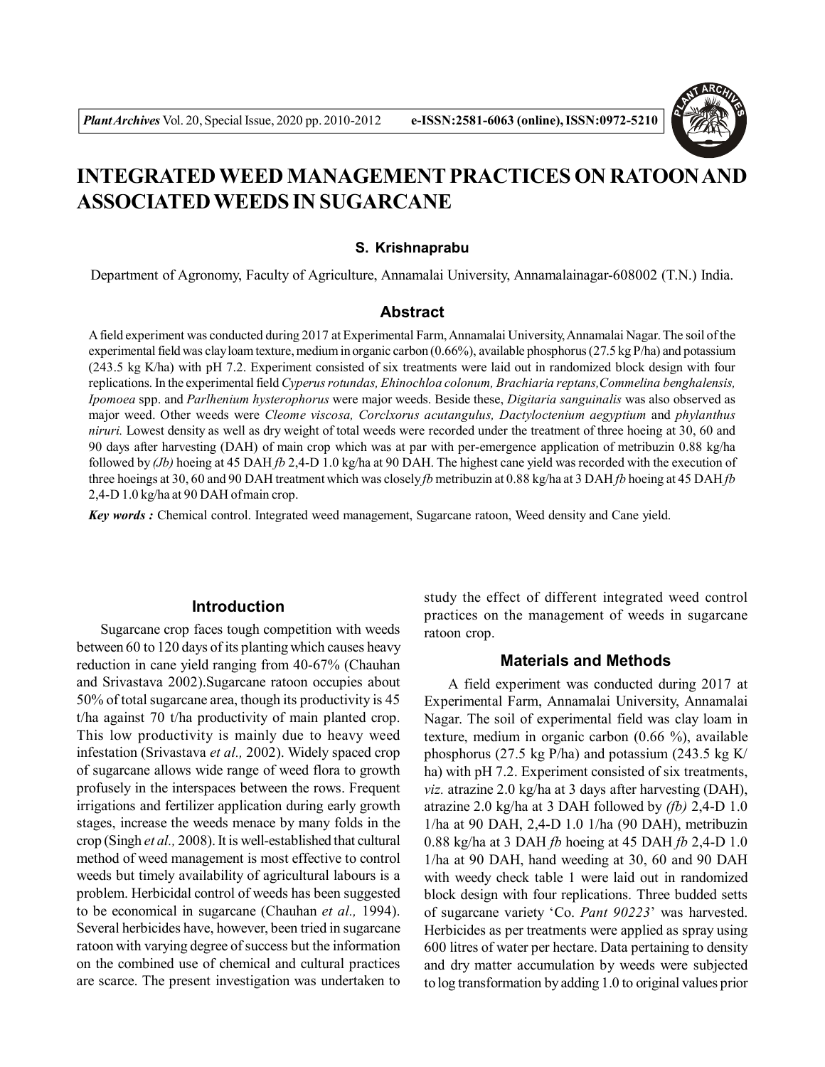# INTEGRATED WEED MANAGEMENT PRACTICES ON RATOON AND ASSOCIATED WEEDS IN SUGARCANE

**S. Krishnaprabu**

Department of Agronomy, Faculty of Agriculture, Annamalai University, Annamalainagar-608002 (T.N.) India.

## Abstract

A field experiment was conducted during 2017 at Experimental Farm, Annamalai University, Annamalai Nagar. The soil of the experimental field was clay loam texture, medium in organic carbon (0.66%), available phosphorus (27.5 kg P/ha) and potassium (243.5 kg K/ha) with pH 7.2. Experiment consisted of six treatments were laid out in randomized block design with four replications. In the experimental field *Cyperus rotundas, Ehinochloa colonum, Brachiaria reptans,Commelina benghalensis, Ipomoea* spp. and *Parlhenium hysterophorus* were major weeds. Beside these, *Digitaria sanguinalis* was also observed as major weed. Other weeds were *Cleome viscosa, Corclxorus acutangulus, Dactyloctenium aegyptium* and *phylanthus niruri.* Lowest density as well as dry weight of total weeds were recorded under the treatment of three hoeing at 30, 60 and 90 days after harvesting (DAH) of main crop which was at par with per-emergence application of metribuzin 0.88 kg/ha followed by *(Jb)* hoeing at 45 DAH *fb* 2,4-D 1.0 kg/ha at 90 DAH. The highest cane yield was recorded with the execution of three hoeings at 30, 60 and 90 DAH treatment which was closely *fb* metribuzin at 0.88 kg/ha at 3 DAH *fb* hoeing at 45 DAH *fb* 2,4-D 1.0 kg/ha at 90 DAH of main crop.

***Key words :*** Chemical control. Integrated weed management, Sugarcane ratoon, Weed density and Cane yield.

## Introduction

Sugarcane crop faces tough competition with weeds between 60 to 120 days of its planting which causes heavy reduction in cane yield ranging from 40-67% (Chauhan and Srivastava 2002).Sugarcane ratoon occupies about 50% of total sugarcane area, though its productivity is 45 t/ha against 70 t/ha productivity of main planted crop. This low productivity is mainly due to heavy weed infestation (Srivastava *et al.,* 2002). Widely spaced crop of sugarcane allows wide range of weed flora to growth profusely in the interspaces between the rows. Frequent irrigations and fertilizer application during early growth stages, increase the weeds menace by many folds in the crop (Singh *et al.,* 2008). It is well-established that cultural method of weed management is most effective to control weeds but timely availability of agricultural labours is a problem. Herbicidal control of weeds has been suggested to be economical in sugarcane (Chauhan *et al.,* 1994). Several herbicides have, however, been tried in sugarcane ratoon with varying degree of success but the information on the combined use of chemical and cultural practices are scarce. The present investigation was undertaken to study the effect of different integrated weed control practices on the management of weeds in sugarcane ratoon crop.

## Materials and Methods

A field experiment was conducted during 2017 at Experimental Farm, Annamalai University, Annamalai Nagar. The soil of experimental field was clay loam in texture, medium in organic carbon (0.66 %), available phosphorus (27.5 kg P/ha) and potassium (243.5 kg K/ha) with pH 7.2. Experiment consisted of six treatments, *viz.* atrazine 2.0 kg/ha at 3 days after harvesting (DAH), atrazine 2.0 kg/ha at 3 DAH followed by *(fb)* 2,4-D 1.0 1/ha at 90 DAH, 2,4-D 1.0 1/ha (90 DAH), metribuzin 0.88 kg/ha at 3 DAH *fb* hoeing at 45 DAH *fb* 2,4-D 1.0 1/ha at 90 DAH, hand weeding at 30, 60 and 90 DAH with weedy check table 1 were laid out in randomized block design with four replications. Three budded setts of sugarcane variety 'Co. *Pant 90223*' was harvested. Herbicides as per treatments were applied as spray using 600 litres of water per hectare. Data pertaining to density and dry matter accumulation by weeds were subjected to log transformation by adding 1.0 to original values prior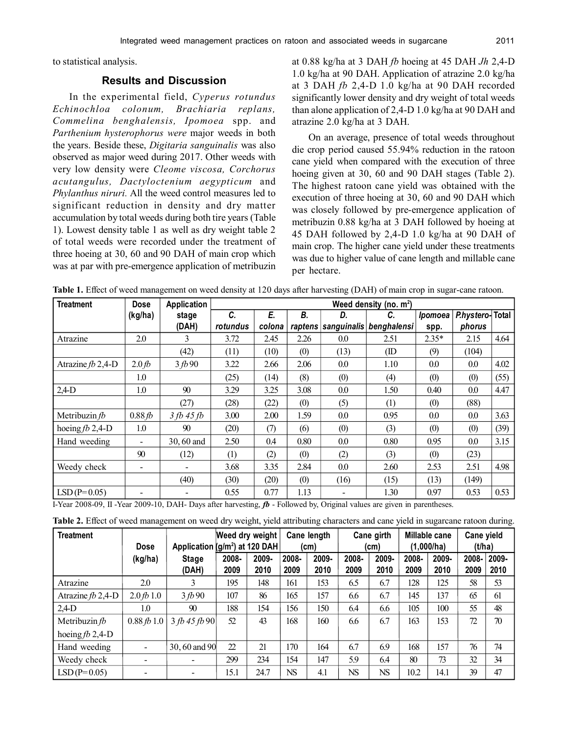to statistical analysis.

## Results and Discussion

In the experimental field, *Cyperus rotundus Echinochloa colonum, Brachiaria replans, Commelina benghalensis, Ipomoea* spp. and *Parthenium hysterophorus were* major weeds in both the years. Beside these, *Digitaria sanguinalis* was also observed as major weed during 2017. Other weeds with very low density were *Cleome viscosa, Corchorus acutangulus, Dactyloctenium aegypticum* and *Phylanthus niruri.* All the weed control measures led to significant reduction in density and dry matter accumulation by total weeds during both tire years (Table 1). Lowest density table 1 as well as dry weight table 2 of total weeds were recorded under the treatment of three hoeing at 30, 60 and 90 DAH of main crop which was at par with pre-emergence application of metribuzin at 0.88 kg/ha at 3 DAH *fb* hoeing at 45 DAH *Jh* 2,4-D 1.0 kg/ha at 90 DAH. Application of atrazine 2.0 kg/ha at 3 DAH *fb* 2,4-D 1.0 kg/ha at 90 DAH recorded significantly lower density and dry weight of total weeds than alone application of 2,4-D 1.0 kg/ha at 90 DAH and atrazine 2.0 kg/ha at 3 DAH.

On an average, presence of total weeds throughout die crop period caused 55.94% reduction in the ratoon cane yield when compared with the execution of three hoeing given at 30, 60 and 90 DAH stages (Table 2). The highest ratoon cane yield was obtained with the execution of three hoeing at 30, 60 and 90 DAH which was closely followed by pre-emergence application of metribuzin 0.88 kg/ha at 3 DAH followed by hoeing at 45 DAH followed by 2,4-D 1.0 kg/ha at 90 DAH of main crop. The higher cane yield under these treatments was due to higher value of cane length and millable cane per hectare.

**Table 1.** Effect of weed management on weed density at 120 days after harvesting (DAH) of main crop in sugar-cane ratoon.

| Treatment | Dose (kg/ha) | Application stage (DAH) | Weed density (no. m$^2$) | | | | | | | |
|---|---|---|---|---|---|---|---|---|---|---|
| | | | *C. rotundus* | *E. colona* | *B. raptens* | *D. sanguinalis* | *C. benghalensi* | *Ipomoea* spp. | *P.hystero-phorus* | Total |
| Atrazine | 2.0 | 3 | 3.72 | 2.45 | 2.26 | 0.0 | 2.51 | 2.35* | 2.15 | 4.64 |
| | | (42) | (11) | (10) | (0) | (13) | (ID | (9) | (104) | |
| Atrazine *fb* 2,4-D | 2.0 *fb* | 3 *fb* 90 | 3.22 | 2.66 | 2.06 | 0.0 | 1.10 | 0.0 | 0.0 | 4.02 |
| | 1.0 | | (25) | (14) | (8) | (0) | (4) | (0) | (0) | (55) |
| 2,4-D | 1.0 | 90 | 3.29 | 3.25 | 3.08 | 0.0 | 1.50 | 0.40 | 0.0 | 4.47 |
| | | (27) | (28) | (22) | (0) | (5) | (1) | (0) | (88) | |
| Metribuzin *fb* | 0.88 *fb* | *3 fb 45 fb* | 3.00 | 2.00 | 1.59 | 0.0 | 0.95 | 0.0 | 0.0 | 3.63 |
| hoeing *fb* 2,4-D | 1.0 | 90 | (20) | (7) | (6) | (0) | (3) | (0) | (0) | (39) |
| Hand weeding | - | 30, 60 and | 2.50 | 0.4 | 0.80 | 0.0 | 0.80 | 0.95 | 0.0 | 3.15 |
| | 90 | (12) | (1) | (2) | (0) | (2) | (3) | (0) | (23) | |
| Weedy check | - | - | 3.68 | 3.35 | 2.84 | 0.0 | 2.60 | 2.53 | 2.51 | 4.98 |
| | | (40) | (30) | (20) | (0) | (16) | (15) | (13) | (149) | |
| LSD (P= 0.05) | - | - | 0.55 | 0.77 | 1.13 | - | 1.30 | 0.97 | 0.53 | 0.53 |

I-Year 2008-09, II -Year 2009-10, DAH- Days after harvesting, ***fb*** - Followed by, Original values are given in parentheses.

**Table 2.** Effect of weed management on weed dry weight, yield attributing characters and cane yield in sugarcane ratoon during.

| Treatment | Dose (kg/ha) | Application Stage (DAH) | Weed dry weight (g/m$^2$) at 120 DAH | | Cane length (cm) | | Cane girth (cm) | | Millable cane (1,000/ha) | | Cane yield (t/ha) | |
|---|---|---|---|---|---|---|---|---|---|---|---|---|
| | | | 2008-2009 | 2009-2010 | 2008-2009 | 2009-2010 | 2008-2009 | 2009-2010 | 2008-2009 | 2009-2010 | 2008-2009 | 2009-2010 |
| Atrazine | 2.0 | 3 | 195 | 148 | 161 | 153 | 6.5 | 6.7 | 128 | 125 | 58 | 53 |
| Atrazine *fb* 2,4-D | 2.0 *fb* 1.0 | 3 *fb* 90 | 107 | 86 | 165 | 157 | 6.6 | 6.7 | 145 | 137 | 65 | 61 |
| 2,4-D | 1.0 | 90 | 188 | 154 | 156 | 150 | 6.4 | 6.6 | 105 | 100 | 55 | 48 |
| Metribuzin *fb* hoeing *fb* 2,4-D | 0.88 *fb* 1.0 | 3 *fb* 45 *fb* 90 | 52 | 43 | 168 | 160 | 6.6 | 6.7 | 163 | 153 | 72 | 70 |
| Hand weeding | - | 30, 60 and 90 | 22 | 21 | 170 | 164 | 6.7 | 6.9 | 168 | 157 | 76 | 74 |
| Weedy check | - | - | 299 | 234 | 154 | 147 | 5.9 | 6.4 | 80 | 73 | 32 | 34 |
| LSD (P= 0.05) | - | - | 15.1 | 24.7 | NS | 4.1 | NS | NS | 10.2 | 14.1 | 39 | 47 |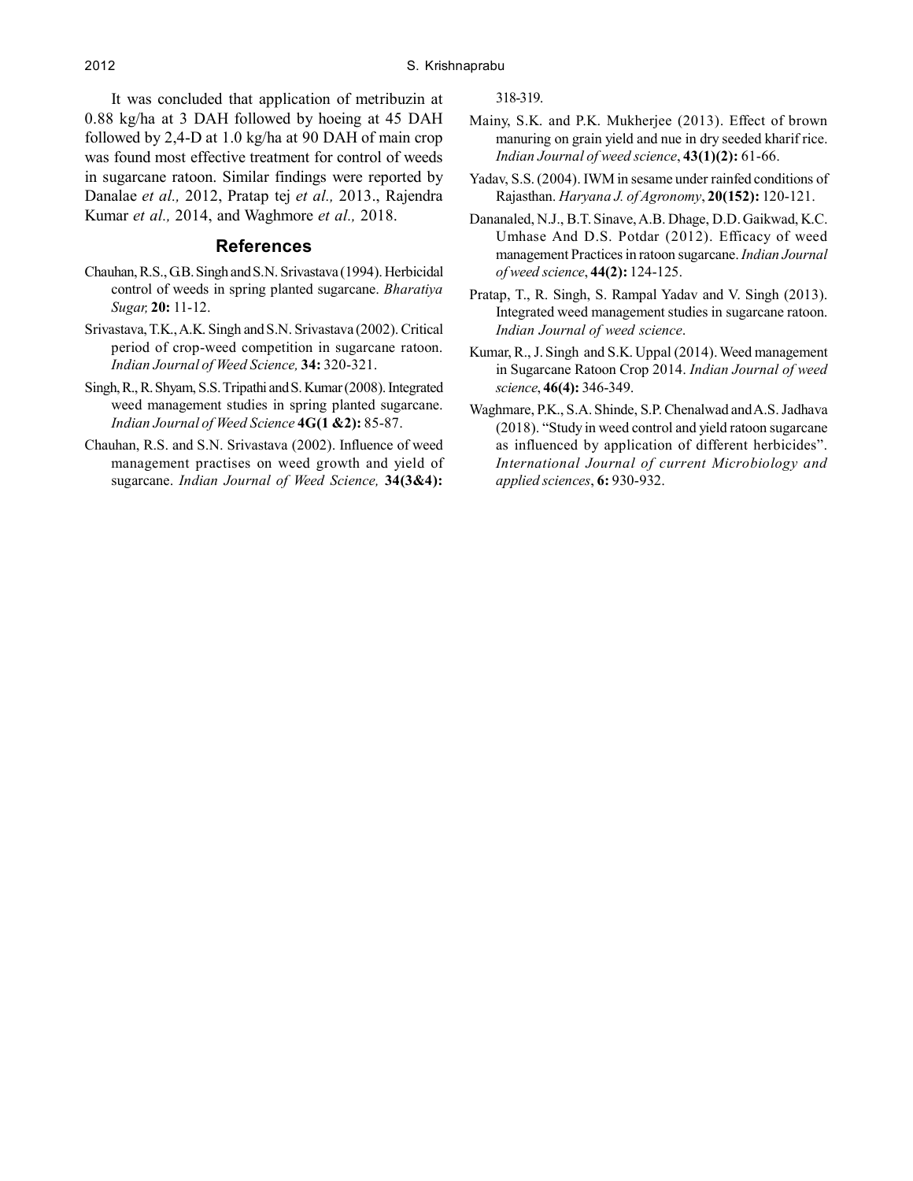It was concluded that application of metribuzin at 0.88 kg/ha at 3 DAH followed by hoeing at 45 DAH followed by 2,4-D at 1.0 kg/ha at 90 DAH of main crop was found most effective treatment for control of weeds in sugarcane ratoon. Similar findings were reported by Danalae *et al.,* 2012, Pratap tej *et al.,* 2013., Rajendra Kumar *et al.,* 2014, and Waghmore *et al.,* 2018.

## References

Chauhan, R.S., G.B. Singh and S.N. Srivastava (1994). Herbicidal control of weeds in spring planted sugarcane. *Bharatiya Sugar,* **20:** 11-12.

Srivastava, T.K., A.K. Singh and S.N. Srivastava (2002). Critical period of crop-weed competition in sugarcane ratoon. *Indian Journal of Weed Science,* **34:** 320-321.

Singh, R., R. Shyam, S.S. Tripathi and S. Kumar (2008). Integrated weed management studies in spring planted sugarcane. *Indian Journal of Weed Science* **4G(1 &2):** 85-87.

Chauhan, R.S. and S.N. Srivastava (2002). Influence of weed management practises on weed growth and yield of sugarcane. *Indian Journal of Weed Science,* **34(3&4):** 318-319.

Mainy, S.K. and P.K. Mukherjee (2013). Effect of brown manuring on grain yield and nue in dry seeded kharif rice. *Indian Journal of weed science*, **43(1)(2):** 61-66.

Yadav, S.S. (2004). IWM in sesame under rainfed conditions of Rajasthan. *Haryana J. of Agronomy*, **20(152):** 120-121.

Dananaled, N.J., B.T. Sinave, A.B. Dhage, D.D. Gaikwad, K.C. Umhase And D.S. Potdar (2012). Efficacy of weed management Practices in ratoon sugarcane. *Indian Journal of weed science*, **44(2):** 124-125.

Pratap, T., R. Singh, S. Rampal Yadav and V. Singh (2013). Integrated weed management studies in sugarcane ratoon. *Indian Journal of weed science*.

Kumar, R., J. Singh and S.K. Uppal (2014). Weed management in Sugarcane Ratoon Crop 2014. *Indian Journal of weed science*, **46(4):** 346-349.

Waghmare, P.K., S.A. Shinde, S.P. Chenalwad and A.S. Jadhava (2018). "Study in weed control and yield ratoon sugarcane as influenced by application of different herbicides". *International Journal of current Microbiology and applied sciences*, **6:** 930-932.